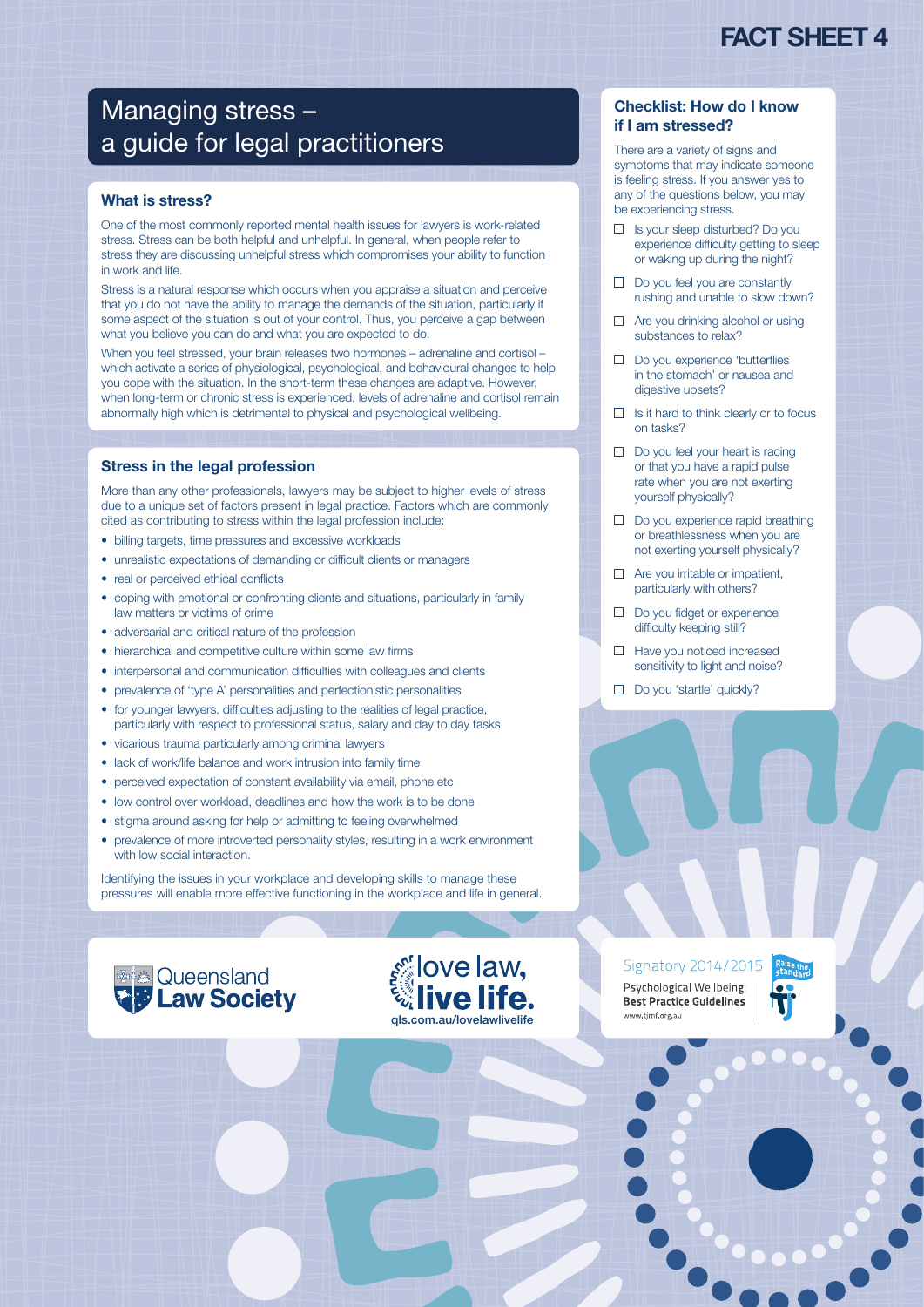FACT SHEET 4

# Managing stress – a guide for legal practitioners

## What is stress?

One of the most commonly reported mental health issues for lawyers is work-related stress. Stress can be both helpful and unhelpful. In general, when people refer to stress they are discussing unhelpful stress which compromises your ability to function in work and life.

Stress is a natural response which occurs when you appraise a situation and perceive that you do not have the ability to manage the demands of the situation, particularly if some aspect of the situation is out of your control. Thus, you perceive a gap between what you believe you can do and what you are expected to do.

When you feel stressed, your brain releases two hormones – adrenaline and cortisol – which activate a series of physiological, psychological, and behavioural changes to help you cope with the situation. In the short-term these changes are adaptive. However, when long-term or chronic stress is experienced, levels of adrenaline and cortisol remain abnormally high which is detrimental to physical and psychological wellbeing.

## Stress in the legal profession

More than any other professionals, lawyers may be subject to higher levels of stress due to a unique set of factors present in legal practice. Factors which are commonly cited as contributing to stress within the legal profession include:

- billing targets, time pressures and excessive workloads
- unrealistic expectations of demanding or difficult clients or managers
- real or perceived ethical conflicts
- coping with emotional or confronting clients and situations, particularly in family law matters or victims of crime
- adversarial and critical nature of the profession
- hierarchical and competitive culture within some law firms
- interpersonal and communication difficulties with colleagues and clients
- prevalence of 'type A' personalities and perfectionistic personalities
- for younger lawyers, difficulties adjusting to the realities of legal practice, particularly with respect to professional status, salary and day to day tasks
- vicarious trauma particularly among criminal lawyers
- lack of work/life balance and work intrusion into family time
- perceived expectation of constant availability via email, phone etc
- low control over workload, deadlines and how the work is to be done
- stigma around asking for help or admitting to feeling overwhelmed
- prevalence of more introverted personality styles, resulting in a work environment with low social interaction.

Identifying the issues in your workplace and developing skills to manage these pressures will enable more effective functioning in the workplace and life in general.

## Checklist: How do I know if I am stressed?

There are a variety of signs and symptoms that may indicate someone is feeling stress. If you answer yes to any of the questions below, you may be experiencing stress.

- ☐ Is your sleep disturbed? Do you experience difficulty getting to sleep or waking up during the night?
- ☐ Do you feel you are constantly rushing and unable to slow down?
- ☐ Are you drinking alcohol or using substances to relax?
- ☐ Do you experience 'butterflies in the stomach' or nausea and digestive upsets?
- ☐ Is it hard to think clearly or to focus on tasks?
- ☐ Do you feel your heart is racing or that you have a rapid pulse rate when you are not exerting yourself physically?
- ☐ Do you experience rapid breathing or breathlessness when you are not exerting yourself physically?
- ☐ Are you irritable or impatient, particularly with others?
- ☐ Do you fidget or experience difficulty keeping still?
- ☐ Have you noticed increased sensitivity to light and noise?
- ☐ Do you 'startle' quickly?

Queensland Law Society

love law, live life.
qls.com.au/lovelawlivelife

Signatory 2014/2015
Psychological Wellbeing: **Best Practice Guidelines**
www.tjmf.org.au

Raise the standard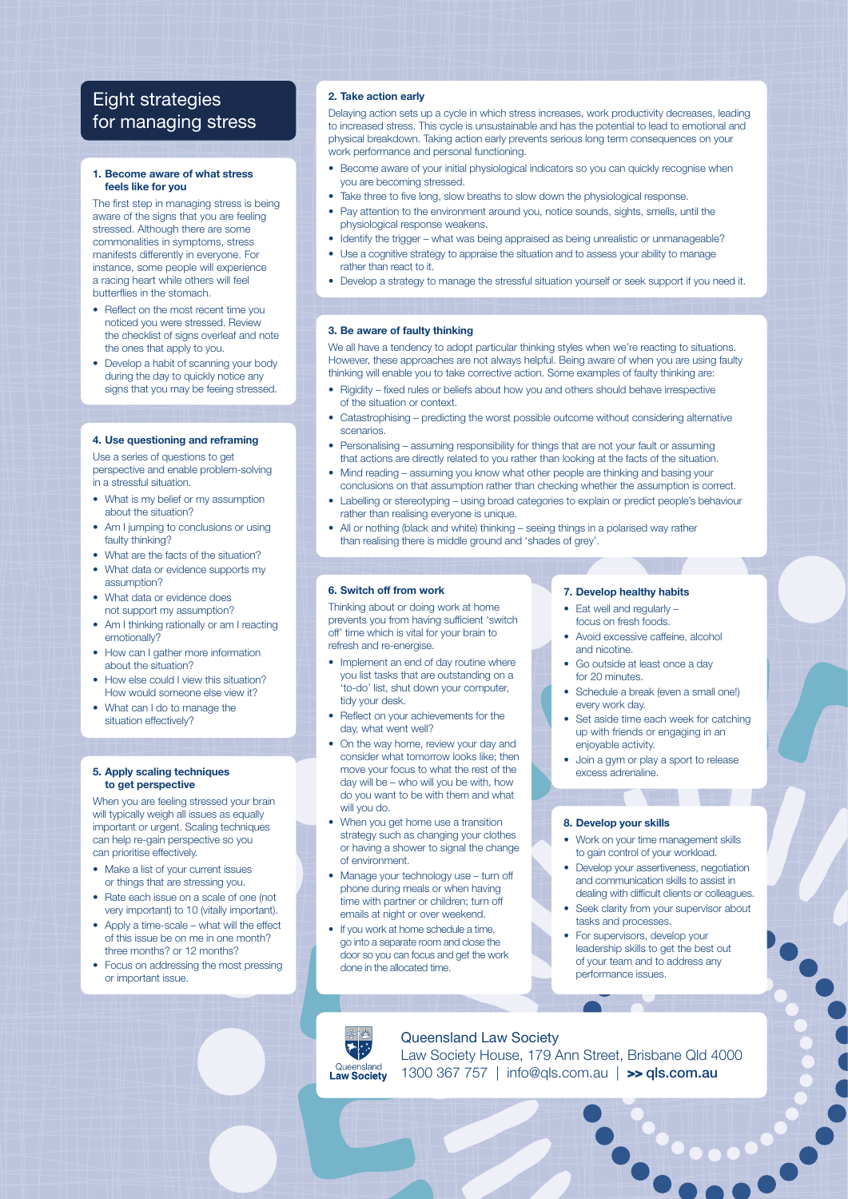# Eight strategies for managing stress

### 1. Become aware of what stress feels like for you

The first step in managing stress is being aware of the signs that you are feeling stressed. Although there are some commonalities in symptoms, stress manifests differently in everyone. For instance, some people will experience a racing heart while others will feel butterflies in the stomach.

- Reflect on the most recent time you noticed you were stressed. Review the checklist of signs overleaf and note the ones that apply to you.
- Develop a habit of scanning your body during the day to quickly notice any signs that you may be feeing stressed.

### 2. Take action early

Delaying action sets up a cycle in which stress increases, work productivity decreases, leading to increased stress. This cycle is unsustainable and has the potential to lead to emotional and physical breakdown. Taking action early prevents serious long term consequences on your work performance and personal functioning.

- Become aware of your initial physiological indicators so you can quickly recognise when you are becoming stressed.
- Take three to five long, slow breaths to slow down the physiological response.
- Pay attention to the environment around you, notice sounds, sights, smells, until the physiological response weakens.
- Identify the trigger – what was being appraised as being unrealistic or unmanageable?
- Use a cognitive strategy to appraise the situation and to assess your ability to manage rather than react to it.
- Develop a strategy to manage the stressful situation yourself or seek support if you need it.

### 3. Be aware of faulty thinking

We all have a tendency to adopt particular thinking styles when we're reacting to situations. However, these approaches are not always helpful. Being aware of when you are using faulty thinking will enable you to take corrective action. Some examples of faulty thinking are:

- Rigidity – fixed rules or beliefs about how you and others should behave irrespective of the situation or context.
- Catastrophising – predicting the worst possible outcome without considering alternative scenarios.
- Personalising – assuming responsibility for things that are not your fault or assuming that actions are directly related to you rather than looking at the facts of the situation.
- Mind reading – assuming you know what other people are thinking and basing your conclusions on that assumption rather than checking whether the assumption is correct.
- Labelling or stereotyping – using broad categories to explain or predict people's behaviour rather than realising everyone is unique.
- All or nothing (black and white) thinking – seeing things in a polarised way rather than realising there is middle ground and 'shades of grey'.

### 4. Use questioning and reframing

Use a series of questions to get perspective and enable problem-solving in a stressful situation.

- What is my belief or my assumption about the situation?
- Am I jumping to conclusions or using faulty thinking?
- What are the facts of the situation?
- What data or evidence supports my assumption?
- What data or evidence does not support my assumption?
- Am I thinking rationally or am I reacting emotionally?
- How can I gather more information about the situation?
- How else could I view this situation? How would someone else view it?
- What can I do to manage the situation effectively?

### 5. Apply scaling techniques to get perspective

When you are feeling stressed your brain will typically weigh all issues as equally important or urgent. Scaling techniques can help re-gain perspective so you can prioritise effectively.

- Make a list of your current issues or things that are stressing you.
- Rate each issue on a scale of one (not very important) to 10 (vitally important).
- Apply a time-scale – what will the effect of this issue be on me in one month? three months? or 12 months?
- Focus on addressing the most pressing or important issue.

### 6. Switch off from work

Thinking about or doing work at home prevents you from having sufficient 'switch off' time which is vital for your brain to refresh and re-energise.

- Implement an end of day routine where you list tasks that are outstanding on a 'to-do' list, shut down your computer, tidy your desk.
- Reflect on your achievements for the day, what went well?
- On the way home, review your day and consider what tomorrow looks like; then move your focus to what the rest of the day will be – who will you be with, how do you want to be with them and what will you do.
- When you get home use a transition strategy such as changing your clothes or having a shower to signal the change of environment.
- Manage your technology use – turn off phone during meals or when having time with partner or children; turn off emails at night or over weekend.
- If you work at home schedule a time, go into a separate room and close the door so you can focus and get the work done in the allocated time.

### 7. Develop healthy habits

- Eat well and regularly – focus on fresh foods.
- Avoid excessive caffeine, alcohol and nicotine.
- Go outside at least once a day for 20 minutes.
- Schedule a break (even a small one!) every work day.
- Set aside time each week for catching up with friends or engaging in an enjoyable activity.
- Join a gym or play a sport to release excess adrenaline.

### 8. Develop your skills

- Work on your time management skills to gain control of your workload.
- Develop your assertiveness, negotiation and communication skills to assist in dealing with difficult clients or colleagues.
- Seek clarity from your supervisor about tasks and processes.
- For supervisors, develop your leadership skills to get the best out of your team and to address any performance issues.

Queensland Law Society
Law Society House, 179 Ann Street, Brisbane Qld 4000
1300 367 757 | info@qls.com.au | >> qls.com.au